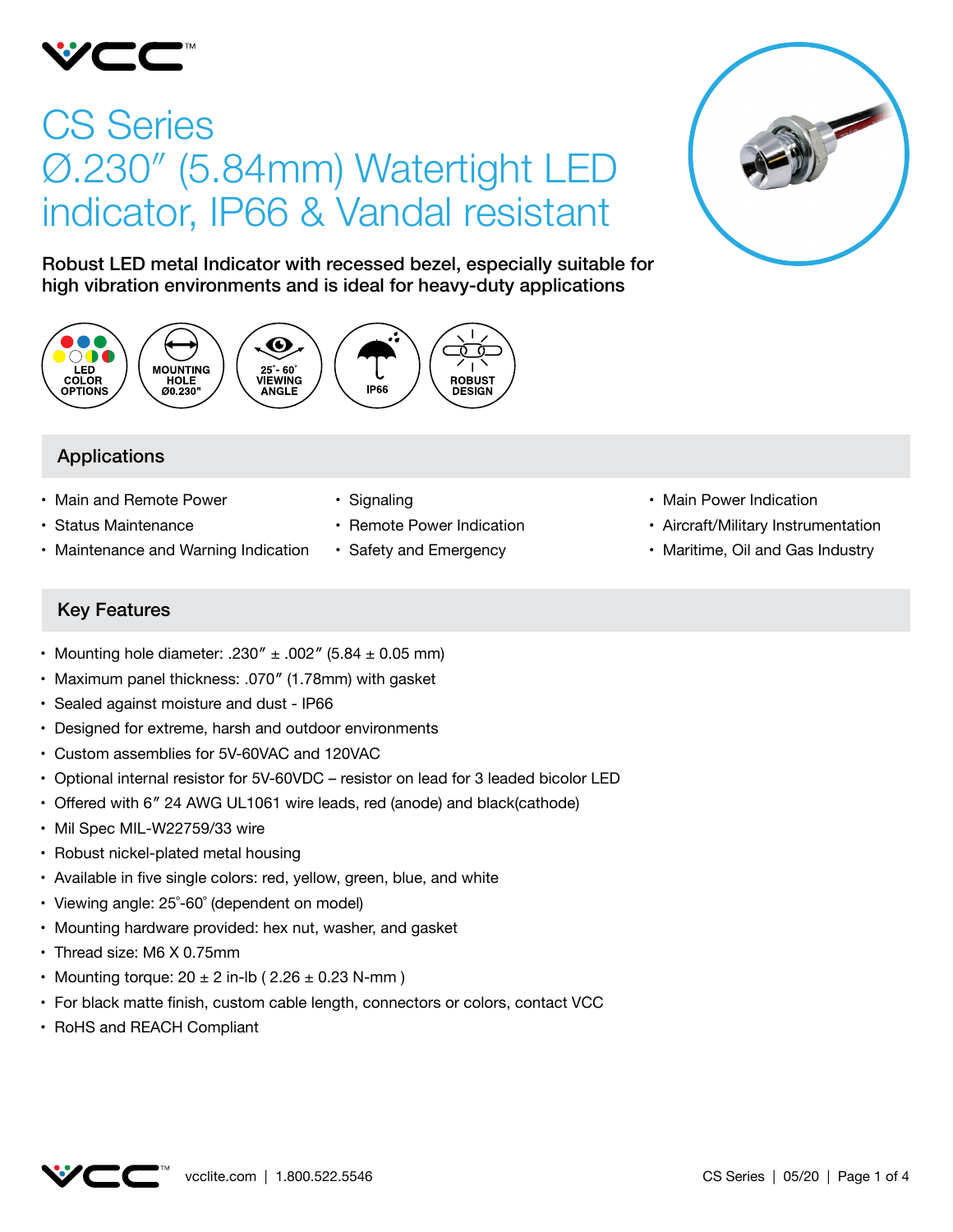# CS Series
# Ø.230″ (5.84mm) Watertight LED indicator, IP66 & Vandal resistant

**Robust LED metal Indicator with recessed bezel, especially suitable for high vibration environments and is ideal for heavy-duty applications**

LED COLOR OPTIONS | MOUNTING HOLE Ø0.230" | 25°- 60° VIEWING ANGLE | IP66 | ROBUST DESIGN

## Applications

- Main and Remote Power
- Status Maintenance
- Maintenance and Warning Indication
- Signaling
- Remote Power Indication
- Safety and Emergency
- Main Power Indication
- Aircraft/Military Instrumentation
- Maritime, Oil and Gas Industry

## Key Features

- Mounting hole diameter: .230″ ± .002″ (5.84 ± 0.05 mm)
- Maximum panel thickness: .070″ (1.78mm) with gasket
- Sealed against moisture and dust - IP66
- Designed for extreme, harsh and outdoor environments
- Custom assemblies for 5V-60VAC and 120VAC
- Optional internal resistor for 5V-60VDC – resistor on lead for 3 leaded bicolor LED
- Offered with 6″ 24 AWG UL1061 wire leads, red (anode) and black(cathode)
- Mil Spec MIL-W22759/33 wire
- Robust nickel-plated metal housing
- Available in five single colors: red, yellow, green, blue, and white
- Viewing angle: 25°-60° (dependent on model)
- Mounting hardware provided: hex nut, washer, and gasket
- Thread size: M6 X 0.75mm
- Mounting torque: 20 ± 2 in-lb ( 2.26 ± 0.23 N-mm )
- For black matte finish, custom cable length, connectors or colors, contact VCC
- RoHS and REACH Compliant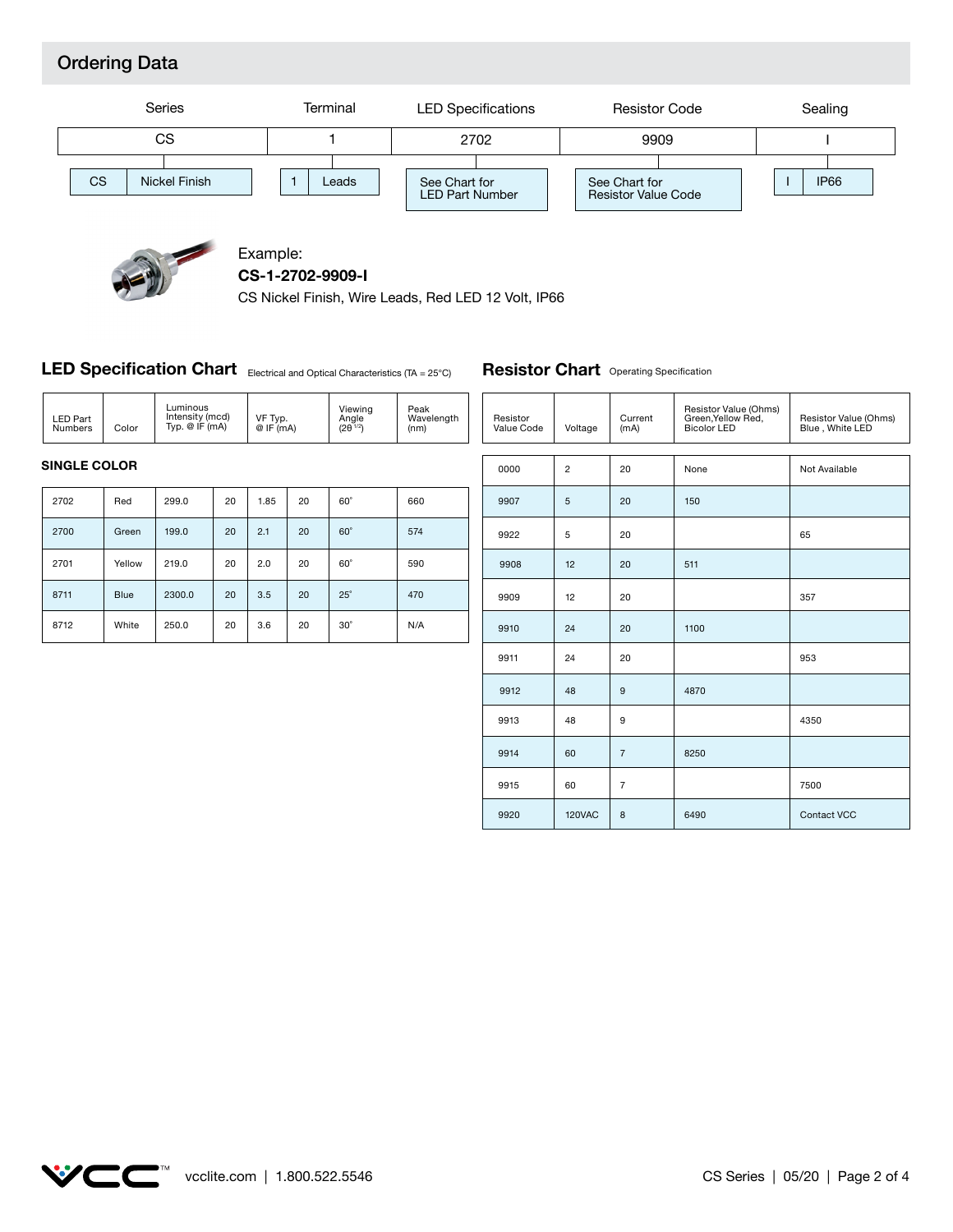## Ordering Data

| Series | Terminal | LED Specifications | Resistor Code | Sealing |
|---|---|---|---|---|
| CS | 1 | 2702 | 9909 | I |
| CS — Nickel Finish | 1 — Leads | See Chart for LED Part Number | See Chart for Resistor Value Code | I — IP66 |

Example:
**CS-1-2702-9909-I**
CS Nickel Finish, Wire Leads, Red LED 12 Volt, IP66

## LED Specification Chart

Electrical and Optical Characteristics (TA = 25°C)

| LED Part Numbers | Color | Luminous Intensity (mcd) Typ. @ IF (mA) | | VF Typ. @ IF (mA) | | Viewing Angle ($2\theta^{1/2}$) | Peak Wavelength (nm) |
|---|---|---|---|---|---|---|---|
| **SINGLE COLOR** | | | | | | | |
| 2702 | Red | 299.0 | 20 | 1.85 | 20 | 60° | 660 |
| 2700 | Green | 199.0 | 20 | 2.1 | 20 | 60° | 574 |
| 2701 | Yellow | 219.0 | 20 | 2.0 | 20 | 60° | 590 |
| 8711 | Blue | 2300.0 | 20 | 3.5 | 20 | 25° | 470 |
| 8712 | White | 250.0 | 20 | 3.6 | 20 | 30° | N/A |

## Resistor Chart

Operating Specification

| Resistor Value Code | Voltage | Current (mA) | Resistor Value (Ohms) Green,Yellow Red, Bicolor LED | Resistor Value (Ohms) Blue , White LED |
|---|---|---|---|---|
| 0000 | 2 | 20 | None | Not Available |
| 9907 | 5 | 20 | 150 | |
| 9922 | 5 | 20 | | 65 |
| 9908 | 12 | 20 | 511 | |
| 9909 | 12 | 20 | | 357 |
| 9910 | 24 | 20 | 1100 | |
| 9911 | 24 | 20 | | 953 |
| 9912 | 48 | 9 | 4870 | |
| 9913 | 48 | 9 | | 4350 |
| 9914 | 60 | 7 | 8250 | |
| 9915 | 60 | 7 | | 7500 |
| 9920 | 120VAC | 8 | 6490 | Contact VCC |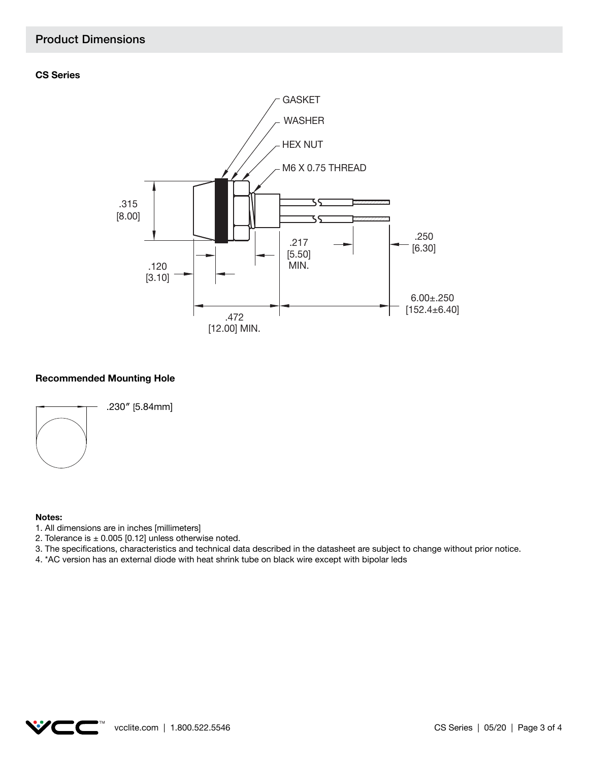## Product Dimensions

**CS Series**

GASKET

WASHER

HEX NUT

M6 X 0.75 THREAD

.315 [8.00]

.120 [3.10]

.217 [5.50] MIN.

.250 [6.30]

.472 [12.00] MIN.

6.00±.250 [152.4±6.40]

**Recommended Mounting Hole**

.230″ [5.84mm]

**Notes:**

1. All dimensions are in inches [millimeters]
2. Tolerance is ± 0.005 [0.12] unless otherwise noted.
3. The specifications, characteristics and technical data described in the datasheet are subject to change without prior notice.
4. *AC version has an external diode with heat shrink tube on black wire except with bipolar leds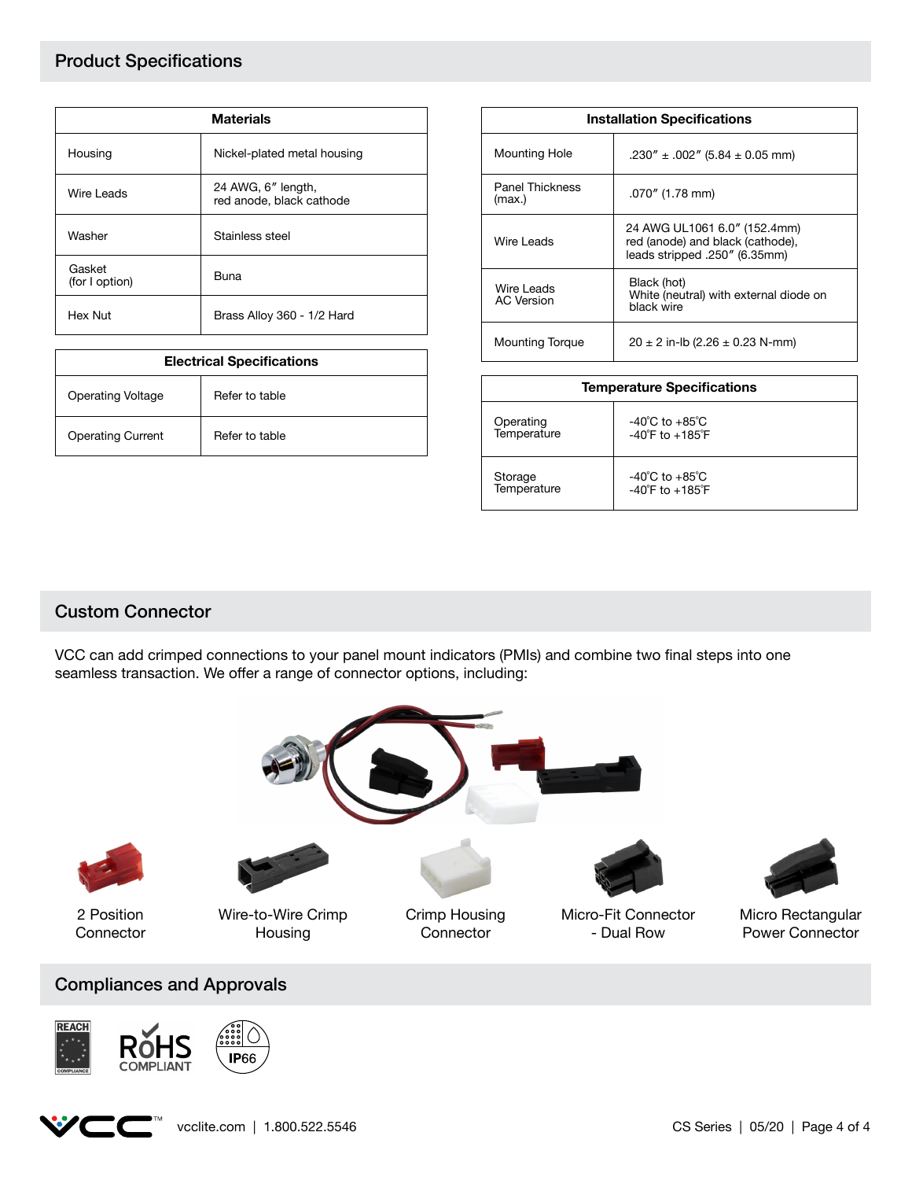## Product Specifications

| Materials | |
|---|---|
| Housing | Nickel-plated metal housing |
| Wire Leads | 24 AWG, 6″ length, red anode, black cathode |
| Washer | Stainless steel |
| Gasket (for I option) | Buna |
| Hex Nut | Brass Alloy 360 - 1/2 Hard |

| Electrical Specifications | |
|---|---|
| Operating Voltage | Refer to table |
| Operating Current | Refer to table |

| Installation Specifications | |
|---|---|
| Mounting Hole | .230″ ± .002″ (5.84 ± 0.05 mm) |
| Panel Thickness (max.) | .070″ (1.78 mm) |
| Wire Leads | 24 AWG UL1061 6.0″ (152.4mm) red (anode) and black (cathode), leads stripped .250″ (6.35mm) |
| Wire Leads AC Version | Black (hot) White (neutral) with external diode on black wire |
| Mounting Torque | 20 ± 2 in-lb (2.26 ± 0.23 N-mm) |

| Temperature Specifications | |
|---|---|
| Operating Temperature | -40˚C to +85˚C<br>-40˚F to +185˚F |
| Storage Temperature | -40˚C to +85˚C<br>-40˚F to +185˚F |

## Custom Connector

VCC can add crimped connections to your panel mount indicators (PMIs) and combine two final steps into one seamless transaction. We offer a range of connector options, including:

2 Position Connector

Wire-to-Wire Crimp Housing

Crimp Housing Connector

Micro-Fit Connector - Dual Row

Micro Rectangular Power Connector

## Compliances and Approvals

REACH COMPLIANCE

RoHS COMPLIANT

IP66